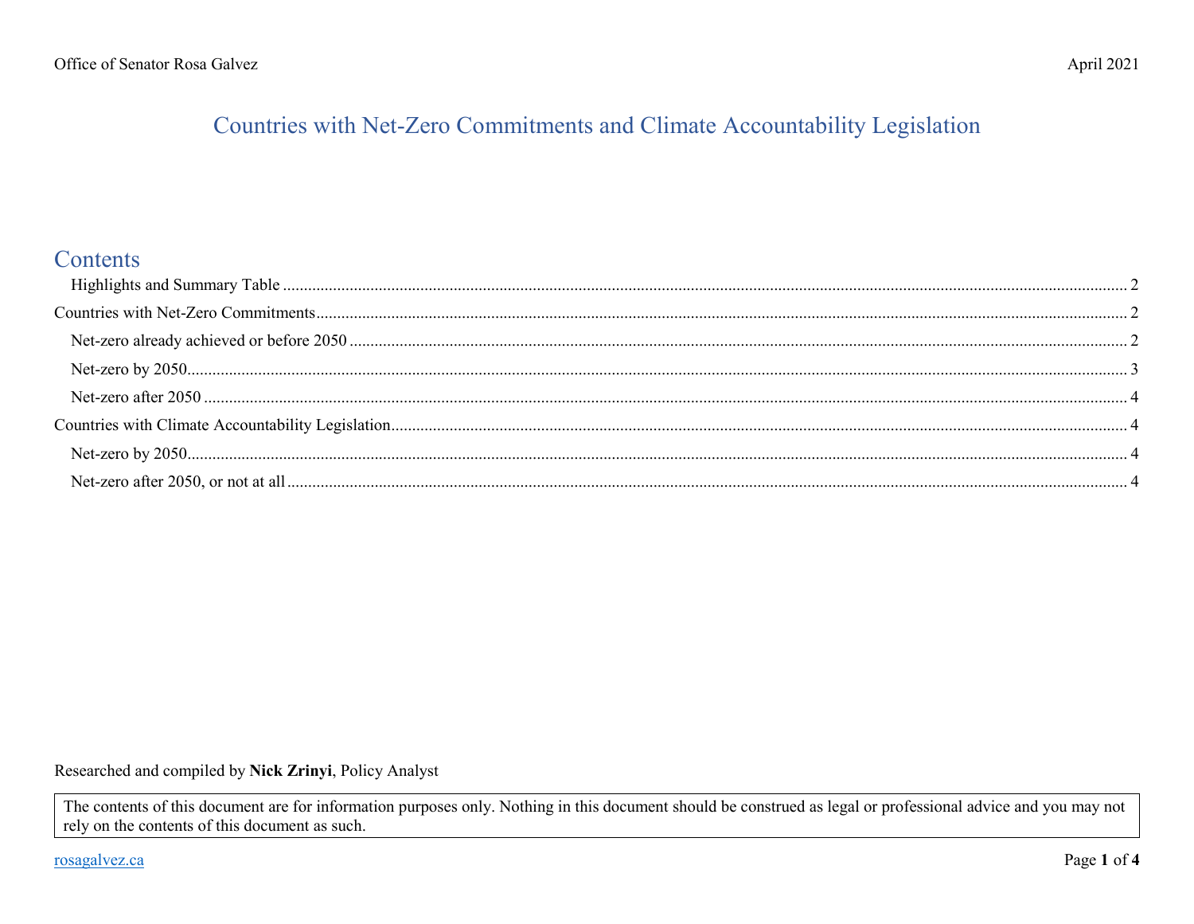# Countries with Net-Zero Commitments and Climate Accountability Legislation

## Contents

- Highlights and Summary Table ..... 2
- Countries with Net-Zero Commitments ..... 2
  - Net-zero already achieved or before 2050 ..... 2
  - Net-zero by 2050 ..... 3
  - Net-zero after 2050 ..... 4
- Countries with Climate Accountability Legislation ..... 4
  - Net-zero by 2050 ..... 4
  - Net-zero after 2050, or not at all ..... 4

Researched and compiled by **Nick Zrinyi**, Policy Analyst

> The contents of this document are for information purposes only. Nothing in this document should be construed as legal or professional advice and you may not rely on the contents of this document as such.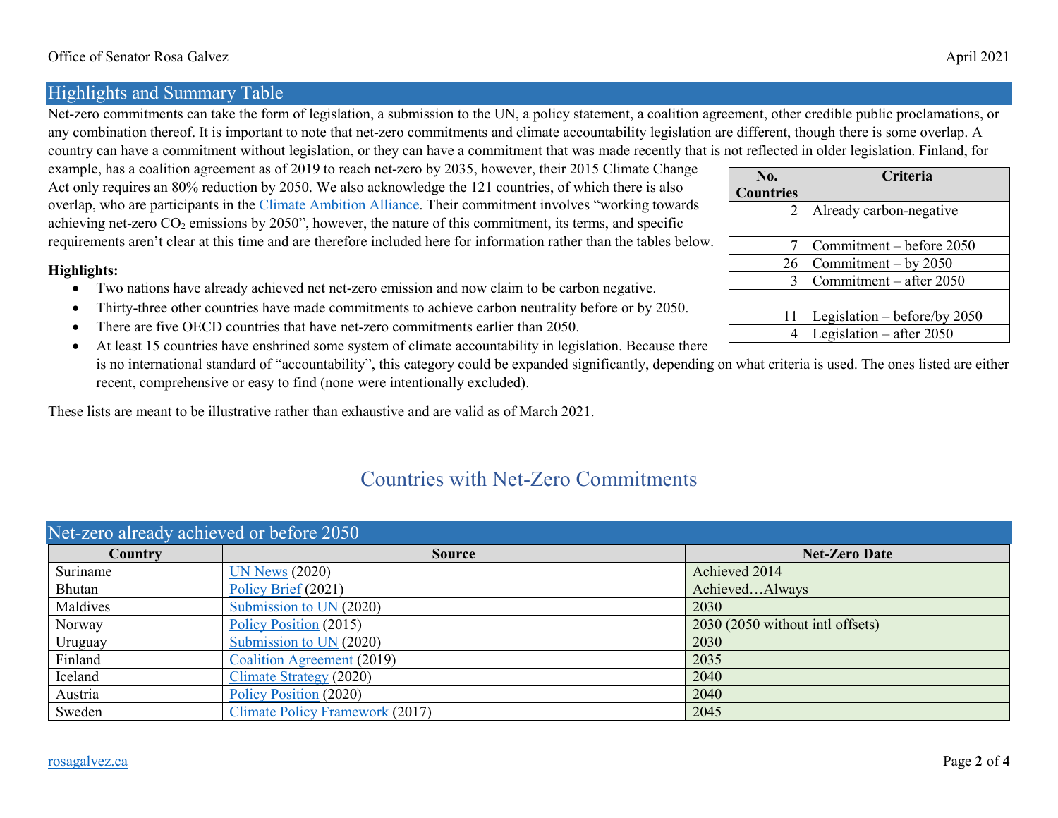## Highlights and Summary Table

Net-zero commitments can take the form of legislation, a submission to the UN, a policy statement, a coalition agreement, other credible public proclamations, or any combination thereof. It is important to note that net-zero commitments and climate accountability legislation are different, though there is some overlap. A country can have a commitment without legislation, or they can have a commitment that was made recently that is not reflected in older legislation. Finland, for example, has a coalition agreement as of 2019 to reach net-zero by 2035, however, their 2015 Climate Change Act only requires an 80% reduction by 2050. We also acknowledge the 121 countries, of which there is also overlap, who are participants in the Climate Ambition Alliance. Their commitment involves "working towards achieving net-zero $CO_2$ emissions by 2050", however, the nature of this commitment, its terms, and specific requirements aren't clear at this time and are therefore included here for information rather than the tables below.

| No. Countries | Criteria |
|---|---|
| 2 | Already carbon-negative |
| | |
| 7 | Commitment – before 2050 |
| 26 | Commitment – by 2050 |
| 3 | Commitment – after 2050 |
| | |
| 11 | Legislation – before/by 2050 |
| 4 | Legislation – after 2050 |

**Highlights:**

- Two nations have already achieved net net-zero emission and now claim to be carbon negative.
- Thirty-three other countries have made commitments to achieve carbon neutrality before or by 2050.
- There are five OECD countries that have net-zero commitments earlier than 2050.
- At least 15 countries have enshrined some system of climate accountability in legislation. Because there is no international standard of "accountability", this category could be expanded significantly, depending on what criteria is used. The ones listed are either recent, comprehensive or easy to find (none were intentionally excluded).

These lists are meant to be illustrative rather than exhaustive and are valid as of March 2021.

# Countries with Net-Zero Commitments

### Net-zero already achieved or before 2050

| Country | Source | Net-Zero Date |
|---|---|---|
| Suriname | UN News (2020) | Achieved 2014 |
| Bhutan | Policy Brief (2021) | Achieved…Always |
| Maldives | Submission to UN (2020) | 2030 |
| Norway | Policy Position (2015) | 2030 (2050 without intl offsets) |
| Uruguay | Submission to UN (2020) | 2030 |
| Finland | Coalition Agreement (2019) | 2035 |
| Iceland | Climate Strategy (2020) | 2040 |
| Austria | Policy Position (2020) | 2040 |
| Sweden | Climate Policy Framework (2017) | 2045 |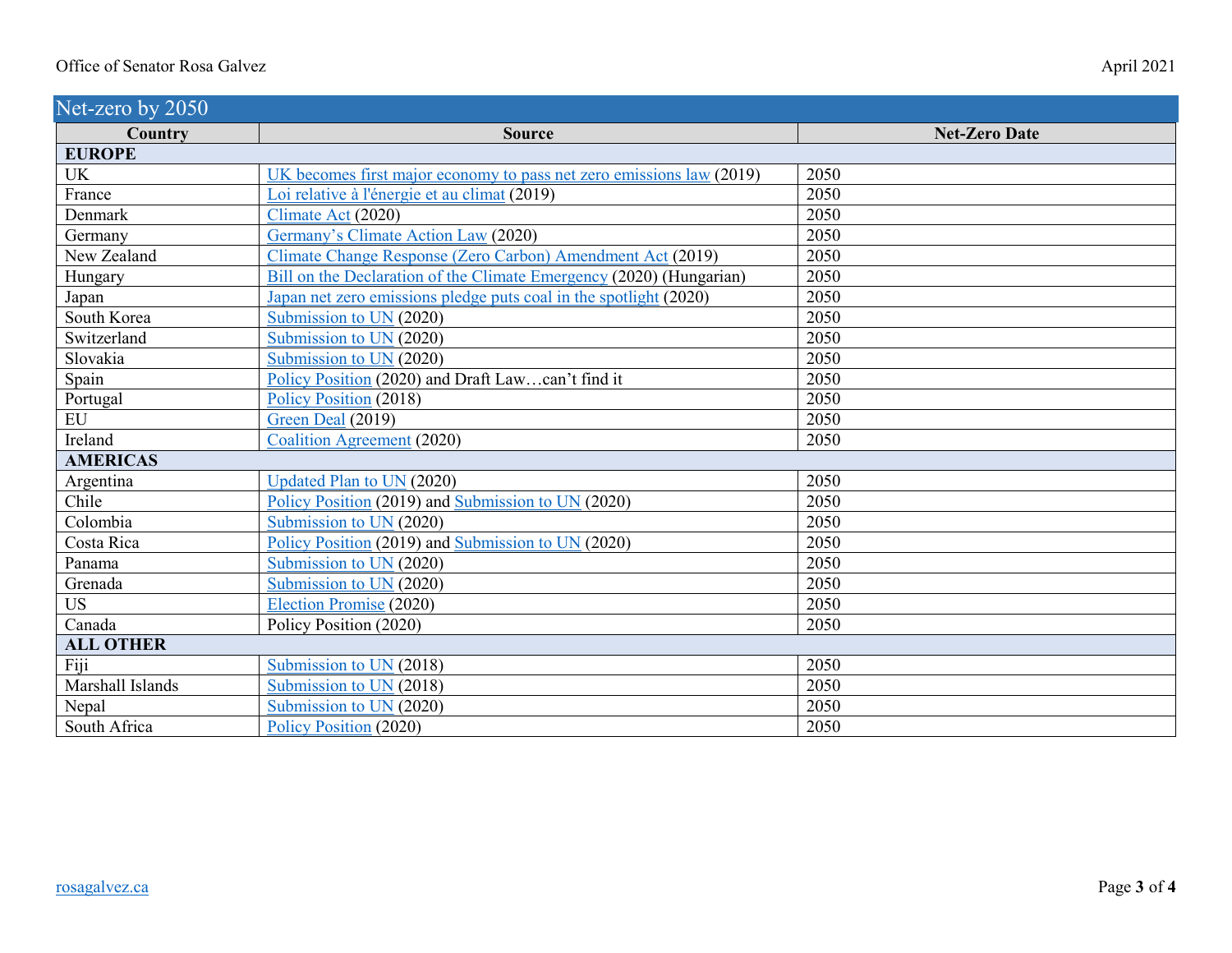## Net-zero by 2050

| Country | Source | Net-Zero Date |
|---|---|---|
| **EUROPE** | | |
| UK | UK becomes first major economy to pass net zero emissions law (2019) | 2050 |
| France | Loi relative à l'énergie et au climat (2019) | 2050 |
| Denmark | Climate Act (2020) | 2050 |
| Germany | Germany's Climate Action Law (2020) | 2050 |
| New Zealand | Climate Change Response (Zero Carbon) Amendment Act (2019) | 2050 |
| Hungary | Bill on the Declaration of the Climate Emergency (2020) (Hungarian) | 2050 |
| Japan | Japan net zero emissions pledge puts coal in the spotlight (2020) | 2050 |
| South Korea | Submission to UN (2020) | 2050 |
| Switzerland | Submission to UN (2020) | 2050 |
| Slovakia | Submission to UN (2020) | 2050 |
| Spain | Policy Position (2020) and Draft Law…can't find it | 2050 |
| Portugal | Policy Position (2018) | 2050 |
| EU | Green Deal (2019) | 2050 |
| Ireland | Coalition Agreement (2020) | 2050 |
| **AMERICAS** | | |
| Argentina | Updated Plan to UN (2020) | 2050 |
| Chile | Policy Position (2019) and Submission to UN (2020) | 2050 |
| Colombia | Submission to UN (2020) | 2050 |
| Costa Rica | Policy Position (2019) and Submission to UN (2020) | 2050 |
| Panama | Submission to UN (2020) | 2050 |
| Grenada | Submission to UN (2020) | 2050 |
| US | Election Promise (2020) | 2050 |
| Canada | Policy Position (2020) | 2050 |
| **ALL OTHER** | | |
| Fiji | Submission to UN (2018) | 2050 |
| Marshall Islands | Submission to UN (2018) | 2050 |
| Nepal | Submission to UN (2020) | 2050 |
| South Africa | Policy Position (2020) | 2050 |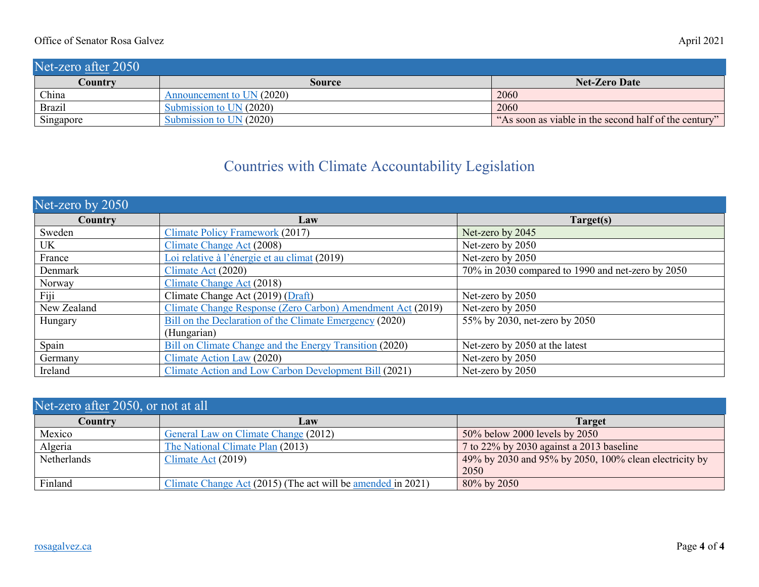## Net-zero after 2050

| Country | Source | Net-Zero Date |
|---|---|---|
| China | Announcement to UN (2020) | 2060 |
| Brazil | Submission to UN (2020) | 2060 |
| Singapore | Submission to UN (2020) | "As soon as viable in the second half of the century" |

# Countries with Climate Accountability Legislation

## Net-zero by 2050

| Country | Law | Target(s) |
|---|---|---|
| Sweden | Climate Policy Framework (2017) | Net-zero by 2045 |
| UK | Climate Change Act (2008) | Net-zero by 2050 |
| France | Loi relative à l'énergie et au climat (2019) | Net-zero by 2050 |
| Denmark | Climate Act (2020) | 70% in 2030 compared to 1990 and net-zero by 2050 |
| Norway | Climate Change Act (2018) | |
| Fiji | Climate Change Act (2019) (Draft) | Net-zero by 2050 |
| New Zealand | Climate Change Response (Zero Carbon) Amendment Act (2019) | Net-zero by 2050 |
| Hungary | Bill on the Declaration of the Climate Emergency (2020) (Hungarian) | 55% by 2030, net-zero by 2050 |
| Spain | Bill on Climate Change and the Energy Transition (2020) | Net-zero by 2050 at the latest |
| Germany | Climate Action Law (2020) | Net-zero by 2050 |
| Ireland | Climate Action and Low Carbon Development Bill (2021) | Net-zero by 2050 |

## Net-zero after 2050, or not at all

| Country | Law | Target |
|---|---|---|
| Mexico | General Law on Climate Change (2012) | 50% below 2000 levels by 2050 |
| Algeria | The National Climate Plan (2013) | 7 to 22% by 2030 against a 2013 baseline |
| Netherlands | Climate Act (2019) | 49% by 2030 and 95% by 2050, 100% clean electricity by 2050 |
| Finland | Climate Change Act (2015) (The act will be amended in 2021) | 80% by 2050 |